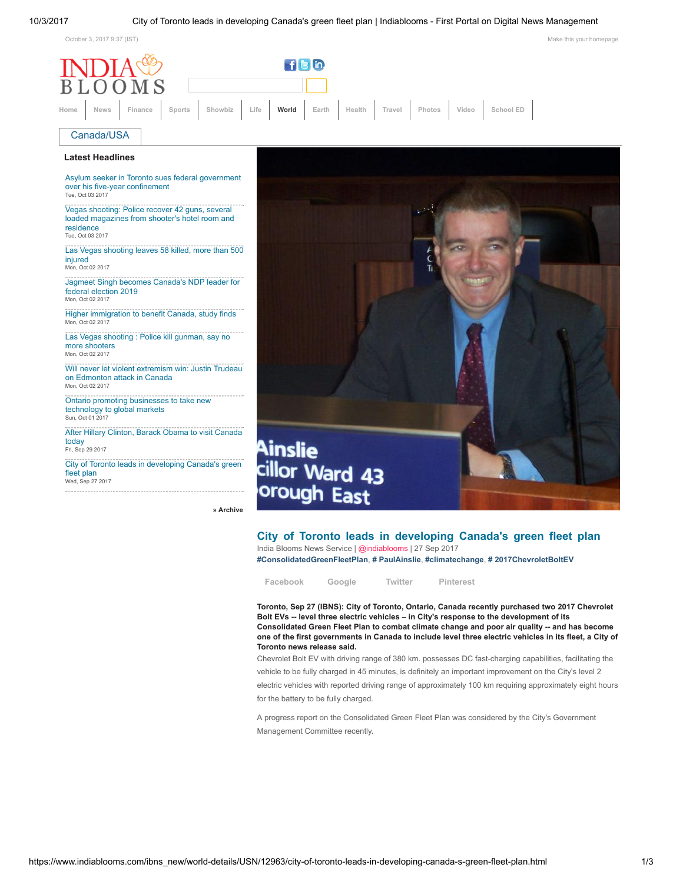October 3, 2017 9:37 (IST)

Make this your homepage

Home | News | Finance | Sports | Showbiz | Life | World | Earth | Health | Travel | Photos | Video | School ED

Canada/USA

### Latest Headlines

- Asylum seeker in Toronto sues federal government over his five-year confinement
  Tue, Oct 03 2017
- Vegas shooting: Police recover 42 guns, several loaded magazines from shooter's hotel room and residence
  Tue, Oct 03 2017
- Las Vegas shooting leaves 58 killed, more than 500 injured
  Mon, Oct 02 2017
- Jagmeet Singh becomes Canada's NDP leader for federal election 2019
  Mon, Oct 02 2017
- Higher immigration to benefit Canada, study finds
  Mon, Oct 02 2017
- Las Vegas shooting : Police kill gunman, say no more shooters
  Mon, Oct 02 2017
- Will never let violent extremism win: Justin Trudeau on Edmonton attack in Canada
  Mon, Oct 02 2017
- Ontario promoting businesses to take new technology to global markets
  Sun, Oct 01 2017
- After Hillary Clinton, Barack Obama to visit Canada today
  Fri, Sep 29 2017
- City of Toronto leads in developing Canada's green fleet plan
  Wed, Sep 27 2017

» Archive

# City of Toronto leads in developing Canada's green fleet plan

India Blooms News Service | @indiablooms | 27 Sep 2017

#ConsolidatedGreenFleetPlan, # PaulAinslie, #climatechange, # 2017ChevroletBoltEV

Facebook | Google | Twitter | Pinterest

**Toronto, Sep 27 (IBNS): City of Toronto, Ontario, Canada recently purchased two 2017 Chevrolet Bolt EVs -- level three electric vehicles – in City's response to the development of its Consolidated Green Fleet Plan to combat climate change and poor air quality -- and has become one of the first governments in Canada to include level three electric vehicles in its fleet, a City of Toronto news release said.**

Chevrolet Bolt EV with driving range of 380 km. possesses DC fast-charging capabilities, facilitating the vehicle to be fully charged in 45 minutes, is definitely an important improvement on the City's level 2 electric vehicles with reported driving range of approximately 100 km requiring approximately eight hours for the battery to be fully charged.

A progress report on the Consolidated Green Fleet Plan was considered by the City's Government Management Committee recently.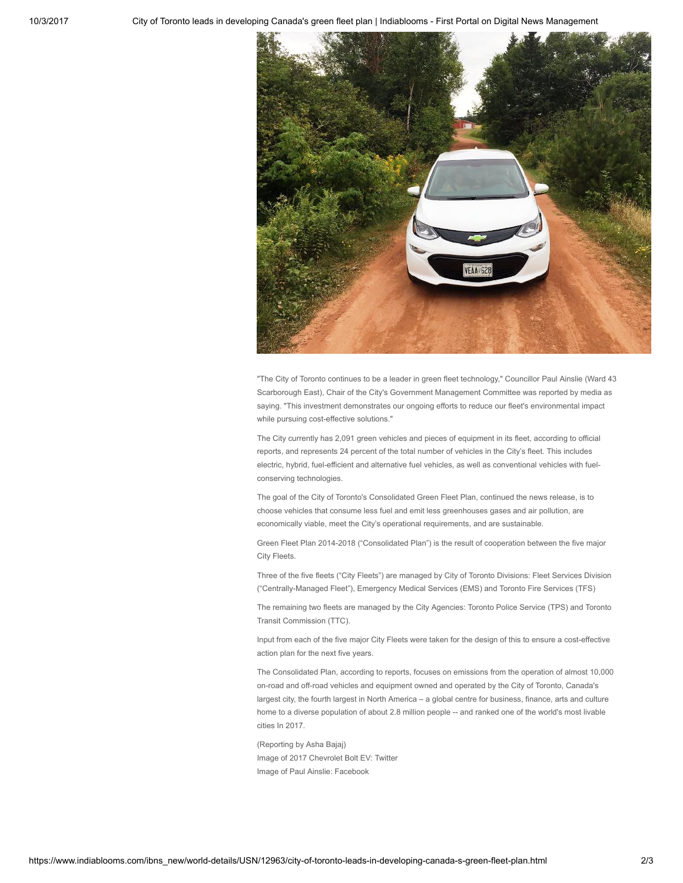"The City of Toronto continues to be a leader in green fleet technology," Councillor Paul Ainslie (Ward 43 Scarborough East), Chair of the City's Government Management Committee was reported by media as saying. "This investment demonstrates our ongoing efforts to reduce our fleet's environmental impact while pursuing cost-effective solutions."

The City currently has 2,091 green vehicles and pieces of equipment in its fleet, according to official reports, and represents 24 percent of the total number of vehicles in the City's fleet. This includes electric, hybrid, fuel-efficient and alternative fuel vehicles, as well as conventional vehicles with fuel-conserving technologies.

The goal of the City of Toronto's Consolidated Green Fleet Plan, continued the news release, is to choose vehicles that consume less fuel and emit less greenhouses gases and air pollution, are economically viable, meet the City's operational requirements, and are sustainable.

Green Fleet Plan 2014-2018 ("Consolidated Plan") is the result of cooperation between the five major City Fleets.

Three of the five fleets ("City Fleets") are managed by City of Toronto Divisions: Fleet Services Division ("Centrally-Managed Fleet"), Emergency Medical Services (EMS) and Toronto Fire Services (TFS)

The remaining two fleets are managed by the City Agencies: Toronto Police Service (TPS) and Toronto Transit Commission (TTC).

Input from each of the five major City Fleets were taken for the design of this to ensure a cost-effective action plan for the next five years.

The Consolidated Plan, according to reports, focuses on emissions from the operation of almost 10,000 on-road and off-road vehicles and equipment owned and operated by the City of Toronto, Canada's largest city, the fourth largest in North America – a global centre for business, finance, arts and culture home to a diverse population of about 2.8 million people -- and ranked one of the world's most livable cities In 2017.

(Reporting by Asha Bajaj)
Image of 2017 Chevrolet Bolt EV: Twitter
Image of Paul Ainslie: Facebook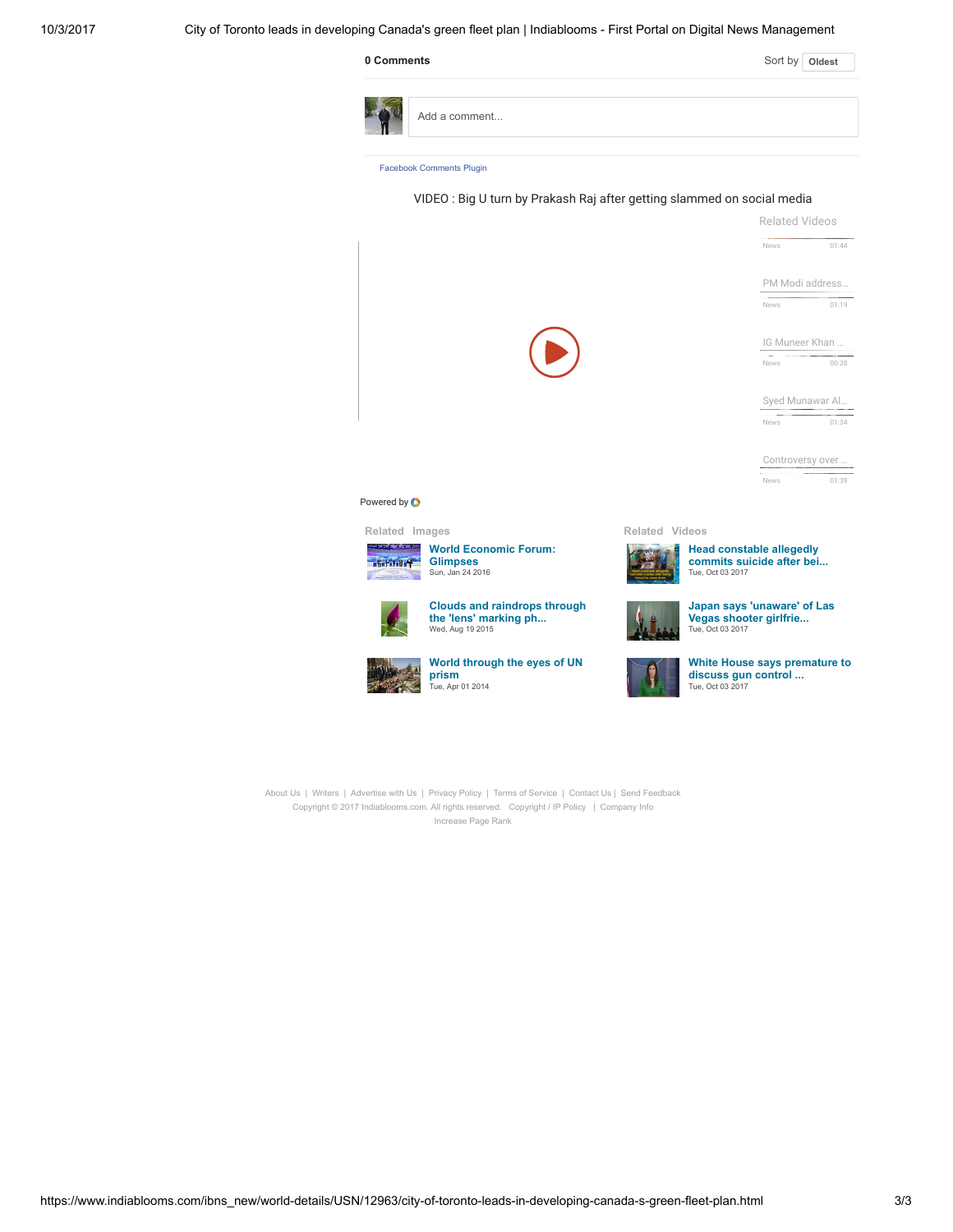0 Comments

Sort by Oldest

Add a comment...

Facebook Comments Plugin

VIDEO : Big U turn by Prakash Raj after getting slammed on social media

Related Videos

News 01:44

PM Modi address...

News 01:19

IG Muneer Khan ...

News 00:28

Syed Munawar Al...

News 01:34

Controversy over ...

News 01:39

Powered by

## Related Images

**World Economic Forum: Glimpses**
Sun, Jan 24 2016

**Clouds and raindrops through the 'lens' marking ph...**
Wed, Aug 19 2015

**World through the eyes of UN prism**
Tue, Apr 01 2014

## Related Videos

**Head constable allegedly commits suicide after bei...**
Tue, Oct 03 2017

**Japan says 'unaware' of Las Vegas shooter girlfrie...**
Tue, Oct 03 2017

**White House says premature to discuss gun control ...**
Tue, Oct 03 2017

About Us | Writers | Advertise with Us | Privacy Policy | Terms of Service | Contact Us | Send Feedback
Copyright © 2017 Indiablooms.com. All rights reserved. Copyright / IP Policy | Company Info
Increase Page Rank